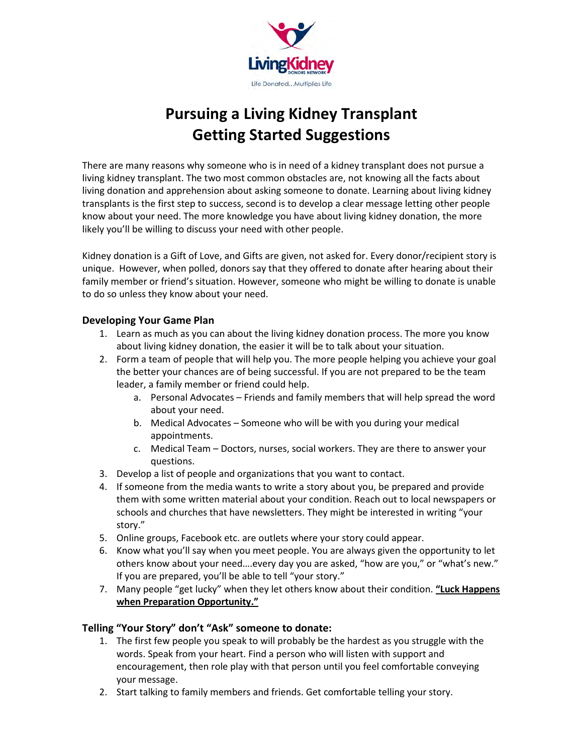# Pursuing a Living Kidney Transplant
# Getting Started Suggestions

There are many reasons why someone who is in need of a kidney transplant does not pursue a living kidney transplant. The two most common obstacles are, not knowing all the facts about living donation and apprehension about asking someone to donate. Learning about living kidney transplants is the first step to success, second is to develop a clear message letting other people know about your need. The more knowledge you have about living kidney donation, the more likely you'll be willing to discuss your need with other people.

Kidney donation is a Gift of Love, and Gifts are given, not asked for. Every donor/recipient story is unique. However, when polled, donors say that they offered to donate after hearing about their family member or friend's situation. However, someone who might be willing to donate is unable to do so unless they know about your need.

### Developing Your Game Plan

1. Learn as much as you can about the living kidney donation process. The more you know about living kidney donation, the easier it will be to talk about your situation.
2. Form a team of people that will help you. The more people helping you achieve your goal the better your chances are of being successful. If you are not prepared to be the team leader, a family member or friend could help.
   a. Personal Advocates – Friends and family members that will help spread the word about your need.
   b. Medical Advocates – Someone who will be with you during your medical appointments.
   c. Medical Team – Doctors, nurses, social workers. They are there to answer your questions.
3. Develop a list of people and organizations that you want to contact.
4. If someone from the media wants to write a story about you, be prepared and provide them with some written material about your condition. Reach out to local newspapers or schools and churches that have newsletters. They might be interested in writing "your story."
5. Online groups, Facebook etc. are outlets where your story could appear.
6. Know what you'll say when you meet people. You are always given the opportunity to let others know about your need….every day you are asked, "how are you," or "what's new." If you are prepared, you'll be able to tell "your story."
7. Many people "get lucky" when they let others know about their condition. **"Luck Happens when Preparation Opportunity."**

### Telling "Your Story" don't "Ask" someone to donate:

1. The first few people you speak to will probably be the hardest as you struggle with the words. Speak from your heart. Find a person who will listen with support and encouragement, then role play with that person until you feel comfortable conveying your message.
2. Start talking to family members and friends. Get comfortable telling your story.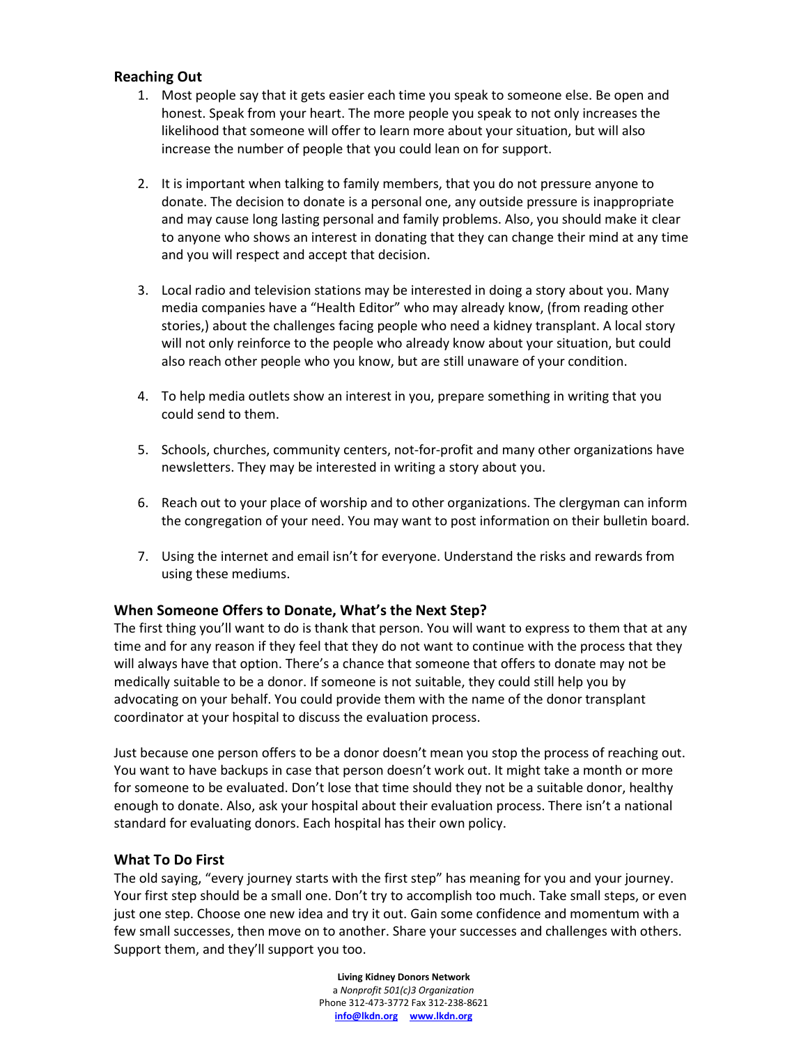### Reaching Out

1. Most people say that it gets easier each time you speak to someone else. Be open and honest. Speak from your heart. The more people you speak to not only increases the likelihood that someone will offer to learn more about your situation, but will also increase the number of people that you could lean on for support.

2. It is important when talking to family members, that you do not pressure anyone to donate. The decision to donate is a personal one, any outside pressure is inappropriate and may cause long lasting personal and family problems. Also, you should make it clear to anyone who shows an interest in donating that they can change their mind at any time and you will respect and accept that decision.

3. Local radio and television stations may be interested in doing a story about you. Many media companies have a "Health Editor" who may already know, (from reading other stories,) about the challenges facing people who need a kidney transplant. A local story will not only reinforce to the people who already know about your situation, but could also reach other people who you know, but are still unaware of your condition.

4. To help media outlets show an interest in you, prepare something in writing that you could send to them.

5. Schools, churches, community centers, not-for-profit and many other organizations have newsletters. They may be interested in writing a story about you.

6. Reach out to your place of worship and to other organizations. The clergyman can inform the congregation of your need. You may want to post information on their bulletin board.

7. Using the internet and email isn't for everyone. Understand the risks and rewards from using these mediums.

### When Someone Offers to Donate, What's the Next Step?

The first thing you'll want to do is thank that person. You will want to express to them that at any time and for any reason if they feel that they do not want to continue with the process that they will always have that option. There's a chance that someone that offers to donate may not be medically suitable to be a donor. If someone is not suitable, they could still help you by advocating on your behalf. You could provide them with the name of the donor transplant coordinator at your hospital to discuss the evaluation process.

Just because one person offers to be a donor doesn't mean you stop the process of reaching out. You want to have backups in case that person doesn't work out. It might take a month or more for someone to be evaluated. Don't lose that time should they not be a suitable donor, healthy enough to donate. Also, ask your hospital about their evaluation process. There isn't a national standard for evaluating donors. Each hospital has their own policy.

### What To Do First

The old saying, "every journey starts with the first step" has meaning for you and your journey. Your first step should be a small one. Don't try to accomplish too much. Take small steps, or even just one step. Choose one new idea and try it out. Gain some confidence and momentum with a few small successes, then move on to another. Share your successes and challenges with others. Support them, and they'll support you too.

**Living Kidney Donors Network**
a *Nonprofit 501(c)3 Organization*
Phone 312-473-3772 Fax 312-238-8621
**info@lkdn.org** **www.lkdn.org**